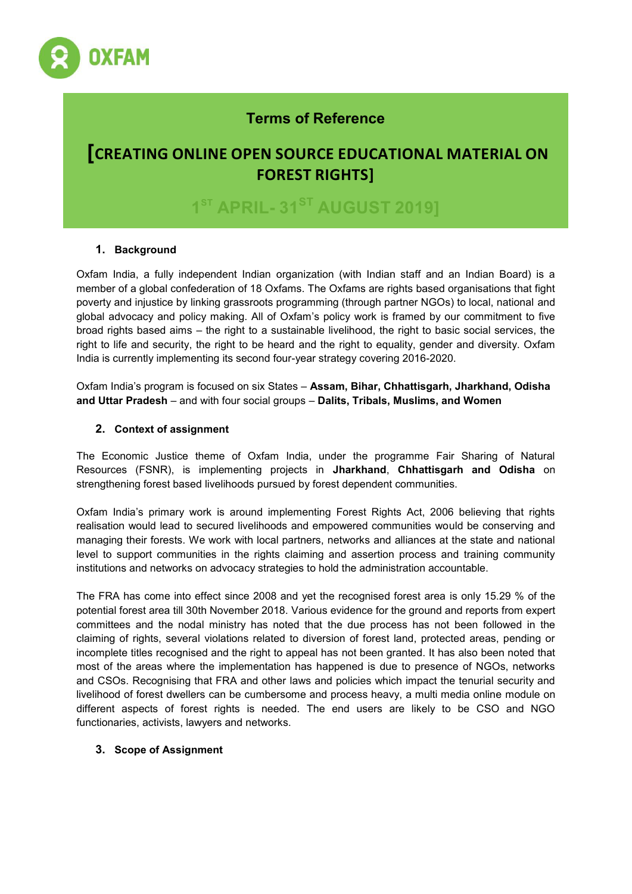OXFAM

# Terms of Reference

# [CREATING ONLINE OPEN SOURCE EDUCATIONAL MATERIAL ON FOREST RIGHTS]

## 1ST APRIL- 31ST AUGUST 2019]

### 1. Background

Oxfam India, a fully independent Indian organization (with Indian staff and an Indian Board) is a member of a global confederation of 18 Oxfams. The Oxfams are rights based organisations that fight poverty and injustice by linking grassroots programming (through partner NGOs) to local, national and global advocacy and policy making. All of Oxfam's policy work is framed by our commitment to five broad rights based aims – the right to a sustainable livelihood, the right to basic social services, the right to life and security, the right to be heard and the right to equality, gender and diversity. Oxfam India is currently implementing its second four-year strategy covering 2016-2020.

Oxfam India's program is focused on six States – **Assam, Bihar, Chhattisgarh, Jharkhand, Odisha and Uttar Pradesh** – and with four social groups – **Dalits, Tribals, Muslims, and Women**

### 2. Context of assignment

The Economic Justice theme of Oxfam India, under the programme Fair Sharing of Natural Resources (FSNR), is implementing projects in **Jharkhand**, **Chhattisgarh and Odisha** on strengthening forest based livelihoods pursued by forest dependent communities.

Oxfam India's primary work is around implementing Forest Rights Act, 2006 believing that rights realisation would lead to secured livelihoods and empowered communities would be conserving and managing their forests. We work with local partners, networks and alliances at the state and national level to support communities in the rights claiming and assertion process and training community institutions and networks on advocacy strategies to hold the administration accountable.

The FRA has come into effect since 2008 and yet the recognised forest area is only 15.29 % of the potential forest area till 30th November 2018. Various evidence for the ground and reports from expert committees and the nodal ministry has noted that the due process has not been followed in the claiming of rights, several violations related to diversion of forest land, protected areas, pending or incomplete titles recognised and the right to appeal has not been granted. It has also been noted that most of the areas where the implementation has happened is due to presence of NGOs, networks and CSOs. Recognising that FRA and other laws and policies which impact the tenurial security and livelihood of forest dwellers can be cumbersome and process heavy, a multi media online module on different aspects of forest rights is needed. The end users are likely to be CSO and NGO functionaries, activists, lawyers and networks.

### 3. Scope of Assignment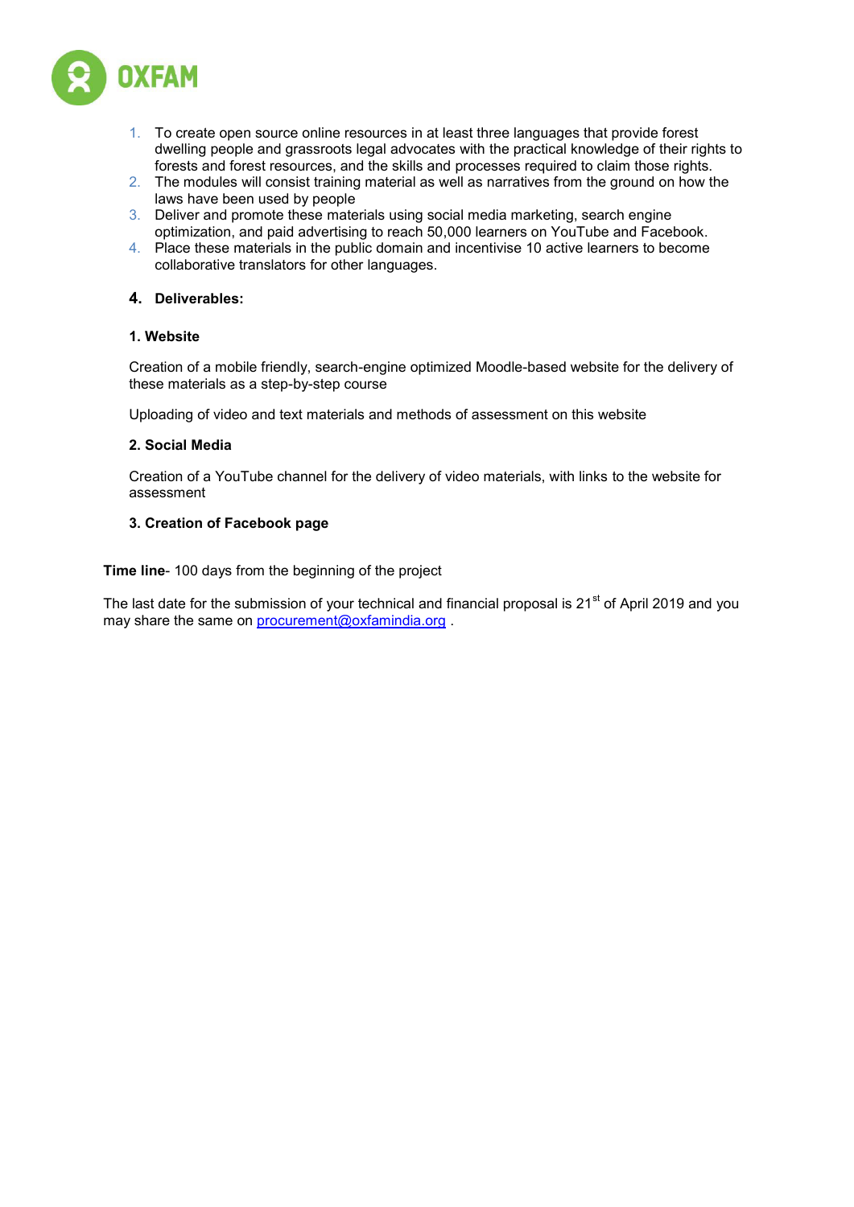1. To create open source online resources in at least three languages that provide forest dwelling people and grassroots legal advocates with the practical knowledge of their rights to forests and forest resources, and the skills and processes required to claim those rights.
2. The modules will consist training material as well as narratives from the ground on how the laws have been used by people
3. Deliver and promote these materials using social media marketing, search engine optimization, and paid advertising to reach 50,000 learners on YouTube and Facebook.
4. Place these materials in the public domain and incentivise 10 active learners to become collaborative translators for other languages.

## 4. Deliverables:

### 1. Website

Creation of a mobile friendly, search-engine optimized Moodle-based website for the delivery of these materials as a step-by-step course

Uploading of video and text materials and methods of assessment on this website

### 2. Social Media

Creation of a YouTube channel for the delivery of video materials, with links to the website for assessment

### 3. Creation of Facebook page

**Time line**- 100 days from the beginning of the project

The last date for the submission of your technical and financial proposal is 21st of April 2019 and you may share the same on procurement@oxfamindia.org .